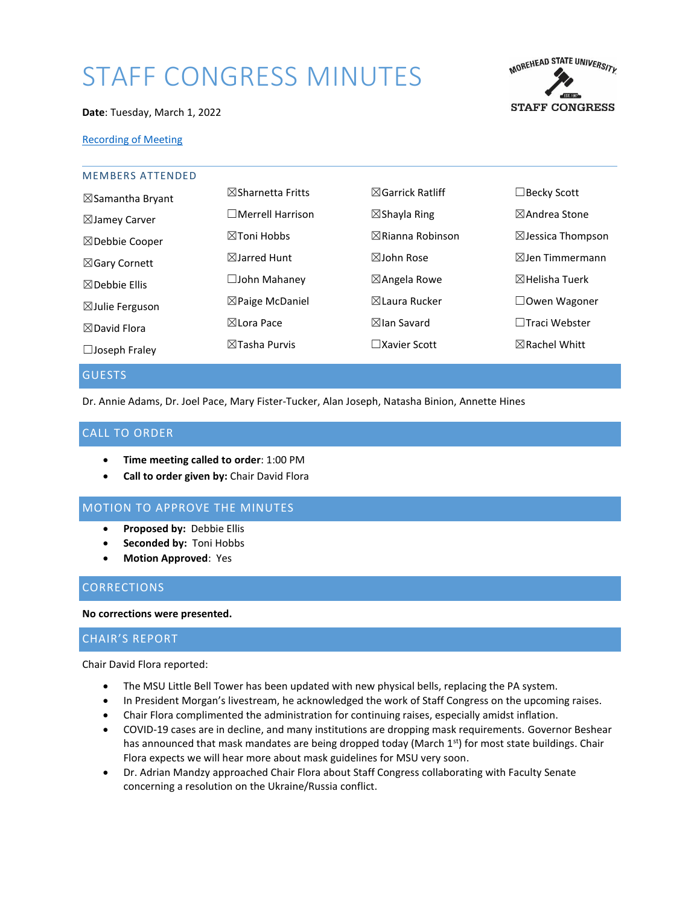# STAFF CONGRESS MINUTES

**Date**: Tuesday, March 1, 2022

[Recording of Meeting]

## MEMBERS ATTENDED

| | | | |
|---|---|---|---|
| ☒Samantha Bryant | ☒Sharnetta Fritts | ☒Garrick Ratliff | ☐Becky Scott |
| ☒Jamey Carver | ☐Merrell Harrison | ☒Shayla Ring | ☒Andrea Stone |
| ☒Debbie Cooper | ☒Toni Hobbs | ☒Rianna Robinson | ☒Jessica Thompson |
| ☒Gary Cornett | ☒Jarred Hunt | ☒John Rose | ☒Jen Timmermann |
| ☒Debbie Ellis | ☐John Mahaney | ☒Angela Rowe | ☒Helisha Tuerk |
| ☒Julie Ferguson | ☒Paige McDaniel | ☒Laura Rucker | ☐Owen Wagoner |
| ☒David Flora | ☒Lora Pace | ☒Ian Savard | ☐Traci Webster |
| ☐Joseph Fraley | ☒Tasha Purvis | ☐Xavier Scott | ☒Rachel Whitt |

## GUESTS

Dr. Annie Adams, Dr. Joel Pace, Mary Fister-Tucker, Alan Joseph, Natasha Binion, Annette Hines

## CALL TO ORDER

- **Time meeting called to order**: 1:00 PM
- **Call to order given by:** Chair David Flora

## MOTION TO APPROVE THE MINUTES

- **Proposed by:** Debbie Ellis
- **Seconded by:** Toni Hobbs
- **Motion Approved**: Yes

## CORRECTIONS

**No corrections were presented.**

## CHAIR'S REPORT

Chair David Flora reported:

- The MSU Little Bell Tower has been updated with new physical bells, replacing the PA system.
- In President Morgan's livestream, he acknowledged the work of Staff Congress on the upcoming raises.
- Chair Flora complimented the administration for continuing raises, especially amidst inflation.
- COVID-19 cases are in decline, and many institutions are dropping mask requirements. Governor Beshear has announced that mask mandates are being dropped today (March 1st) for most state buildings. Chair Flora expects we will hear more about mask guidelines for MSU very soon.
- Dr. Adrian Mandzy approached Chair Flora about Staff Congress collaborating with Faculty Senate concerning a resolution on the Ukraine/Russia conflict.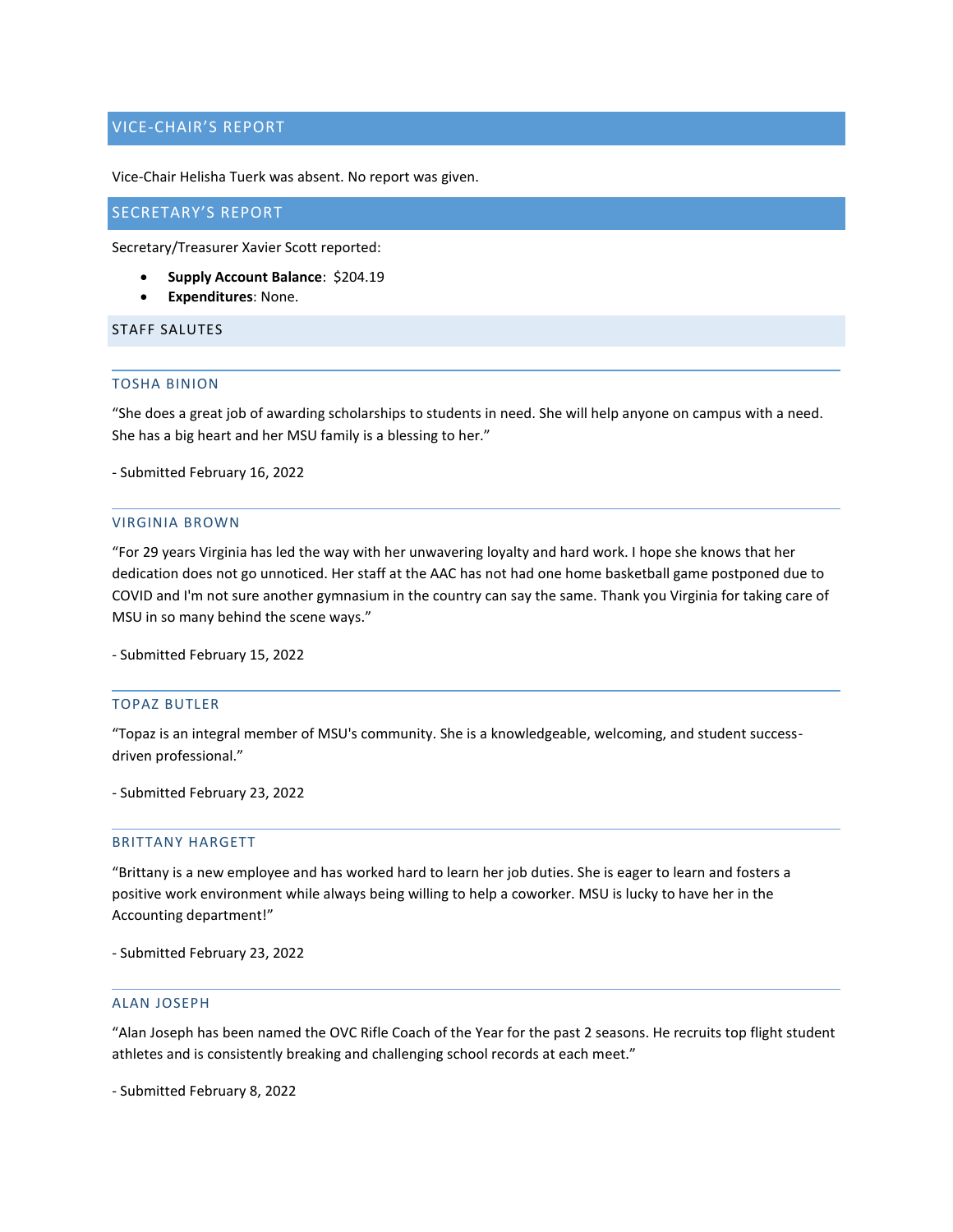## VICE-CHAIR'S REPORT

Vice-Chair Helisha Tuerk was absent. No report was given.

## SECRETARY'S REPORT

Secretary/Treasurer Xavier Scott reported:

- **Supply Account Balance**: $204.19
- **Expenditures**: None.

## STAFF SALUTES

### TOSHA BINION

"She does a great job of awarding scholarships to students in need. She will help anyone on campus with a need. She has a big heart and her MSU family is a blessing to her."

- Submitted February 16, 2022

### VIRGINIA BROWN

"For 29 years Virginia has led the way with her unwavering loyalty and hard work. I hope she knows that her dedication does not go unnoticed. Her staff at the AAC has not had one home basketball game postponed due to COVID and I'm not sure another gymnasium in the country can say the same. Thank you Virginia for taking care of MSU in so many behind the scene ways."

- Submitted February 15, 2022

### TOPAZ BUTLER

"Topaz is an integral member of MSU's community. She is a knowledgeable, welcoming, and student success-driven professional."

- Submitted February 23, 2022

### BRITTANY HARGETT

"Brittany is a new employee and has worked hard to learn her job duties. She is eager to learn and fosters a positive work environment while always being willing to help a coworker. MSU is lucky to have her in the Accounting department!"

- Submitted February 23, 2022

### ALAN JOSEPH

"Alan Joseph has been named the OVC Rifle Coach of the Year for the past 2 seasons. He recruits top flight student athletes and is consistently breaking and challenging school records at each meet."

- Submitted February 8, 2022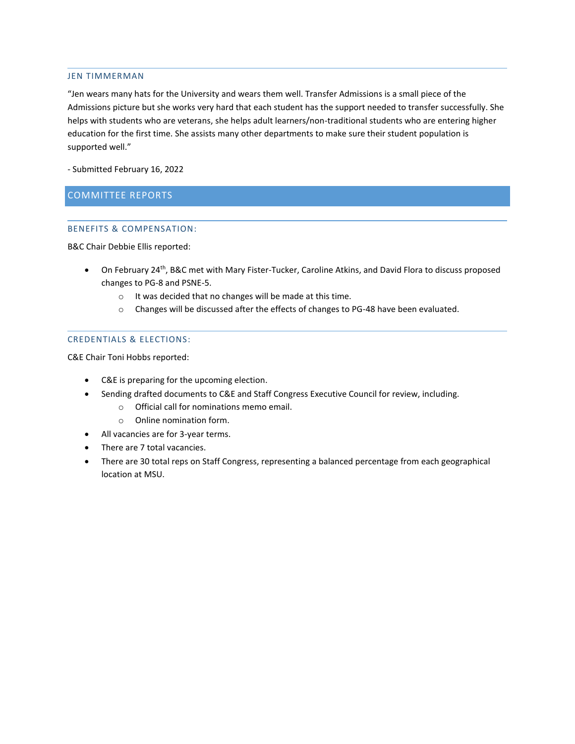### JEN TIMMERMAN

"Jen wears many hats for the University and wears them well. Transfer Admissions is a small piece of the Admissions picture but she works very hard that each student has the support needed to transfer successfully. She helps with students who are veterans, she helps adult learners/non-traditional students who are entering higher education for the first time. She assists many other departments to make sure their student population is supported well."

- Submitted February 16, 2022

## COMMITTEE REPORTS

### BENEFITS & COMPENSATION:

B&C Chair Debbie Ellis reported:

- On February 24th, B&C met with Mary Fister-Tucker, Caroline Atkins, and David Flora to discuss proposed changes to PG-8 and PSNE-5.
  - It was decided that no changes will be made at this time.
  - Changes will be discussed after the effects of changes to PG-48 have been evaluated.

### CREDENTIALS & ELECTIONS:

C&E Chair Toni Hobbs reported:

- C&E is preparing for the upcoming election.
- Sending drafted documents to C&E and Staff Congress Executive Council for review, including.
  - Official call for nominations memo email.
  - Online nomination form.
- All vacancies are for 3-year terms.
- There are 7 total vacancies.
- There are 30 total reps on Staff Congress, representing a balanced percentage from each geographical location at MSU.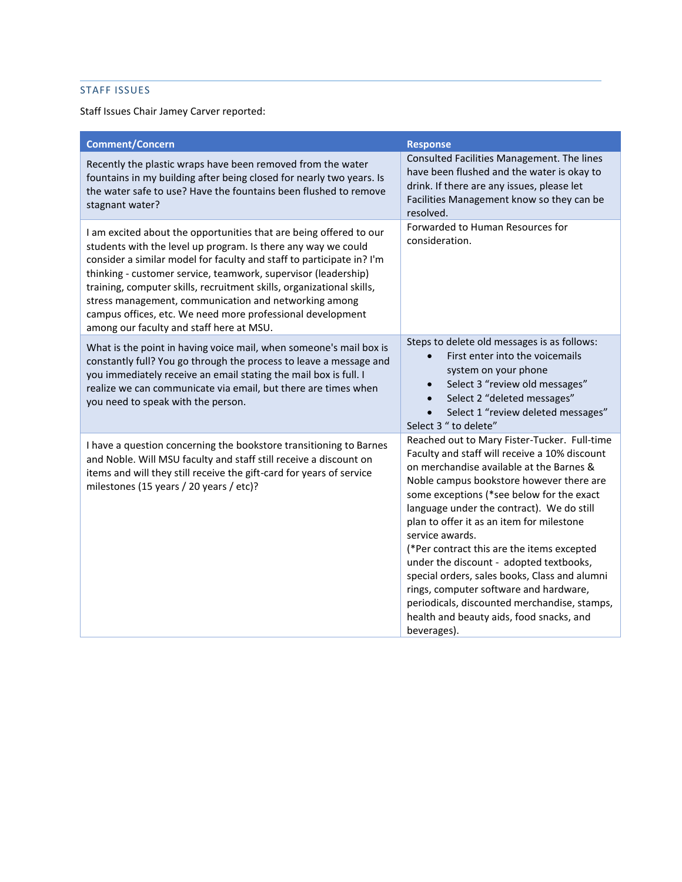## STAFF ISSUES

Staff Issues Chair Jamey Carver reported:

| Comment/Concern | Response |
| --- | --- |
| Recently the plastic wraps have been removed from the water fountains in my building after being closed for nearly two years. Is the water safe to use? Have the fountains been flushed to remove stagnant water? | Consulted Facilities Management. The lines have been flushed and the water is okay to drink. If there are any issues, please let Facilities Management know so they can be resolved. |
| I am excited about the opportunities that are being offered to our students with the level up program. Is there any way we could consider a similar model for faculty and staff to participate in? I'm thinking - customer service, teamwork, supervisor (leadership) training, computer skills, recruitment skills, organizational skills, stress management, communication and networking among campus offices, etc. We need more professional development among our faculty and staff here at MSU. | Forwarded to Human Resources for consideration. |
| What is the point in having voice mail, when someone's mail box is constantly full? You go through the process to leave a message and you immediately receive an email stating the mail box is full. I realize we can communicate via email, but there are times when you need to speak with the person. | Steps to delete old messages is as follows:<br>• First enter into the voicemails system on your phone<br>• Select 3 "review old messages"<br>• Select 2 "deleted messages"<br>• Select 1 "review deleted messages"<br>Select 3 " to delete" |
| I have a question concerning the bookstore transitioning to Barnes and Noble. Will MSU faculty and staff still receive a discount on items and will they still receive the gift-card for years of service milestones (15 years / 20 years / etc)? | Reached out to Mary Fister-Tucker. Full-time Faculty and staff will receive a 10% discount on merchandise available at the Barnes & Noble campus bookstore however there are some exceptions (*see below for the exact language under the contract). We do still plan to offer it as an item for milestone service awards.<br>(*Per contract this are the items excepted under the discount - adopted textbooks, special orders, sales books, Class and alumni rings, computer software and hardware, periodicals, discounted merchandise, stamps, health and beauty aids, food snacks, and beverages). |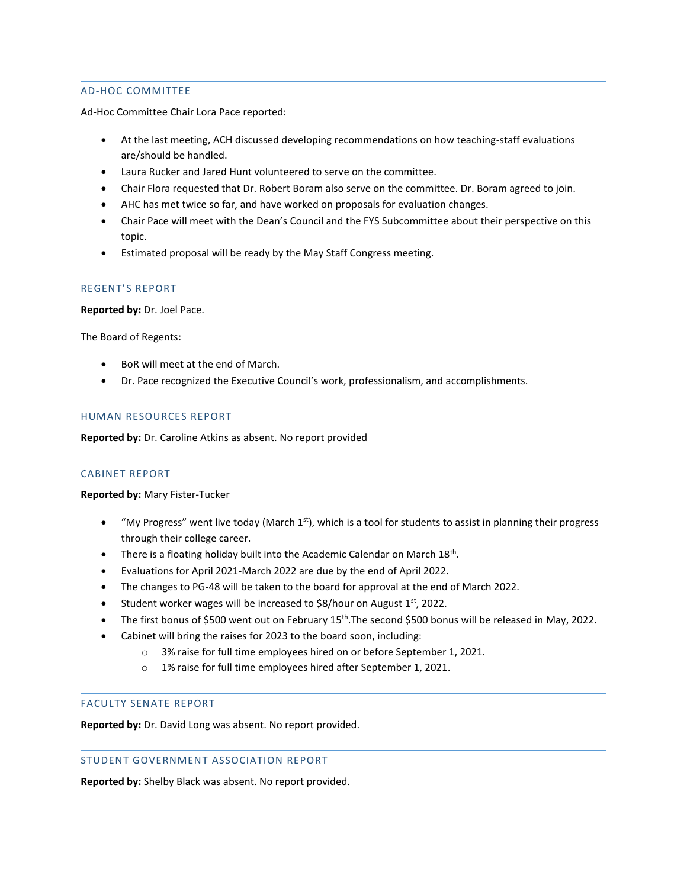## AD-HOC COMMITTEE

Ad-Hoc Committee Chair Lora Pace reported:

- At the last meeting, ACH discussed developing recommendations on how teaching-staff evaluations are/should be handled.
- Laura Rucker and Jared Hunt volunteered to serve on the committee.
- Chair Flora requested that Dr. Robert Boram also serve on the committee. Dr. Boram agreed to join.
- AHC has met twice so far, and have worked on proposals for evaluation changes.
- Chair Pace will meet with the Dean's Council and the FYS Subcommittee about their perspective on this topic.
- Estimated proposal will be ready by the May Staff Congress meeting.

## REGENT'S REPORT

**Reported by:** Dr. Joel Pace.

The Board of Regents:

- BoR will meet at the end of March.
- Dr. Pace recognized the Executive Council's work, professionalism, and accomplishments.

## HUMAN RESOURCES REPORT

**Reported by:** Dr. Caroline Atkins as absent. No report provided

## CABINET REPORT

**Reported by:** Mary Fister-Tucker

- "My Progress" went live today (March 1st), which is a tool for students to assist in planning their progress through their college career.
- There is a floating holiday built into the Academic Calendar on March 18th.
- Evaluations for April 2021-March 2022 are due by the end of April 2022.
- The changes to PG-48 will be taken to the board for approval at the end of March 2022.
- Student worker wages will be increased to $8/hour on August 1st, 2022.
- The first bonus of $500 went out on February 15th.The second $500 bonus will be released in May, 2022.
- Cabinet will bring the raises for 2023 to the board soon, including:
  - 3% raise for full time employees hired on or before September 1, 2021.
  - 1% raise for full time employees hired after September 1, 2021.

## FACULTY SENATE REPORT

**Reported by:** Dr. David Long was absent. No report provided.

## STUDENT GOVERNMENT ASSOCIATION REPORT

**Reported by:** Shelby Black was absent. No report provided.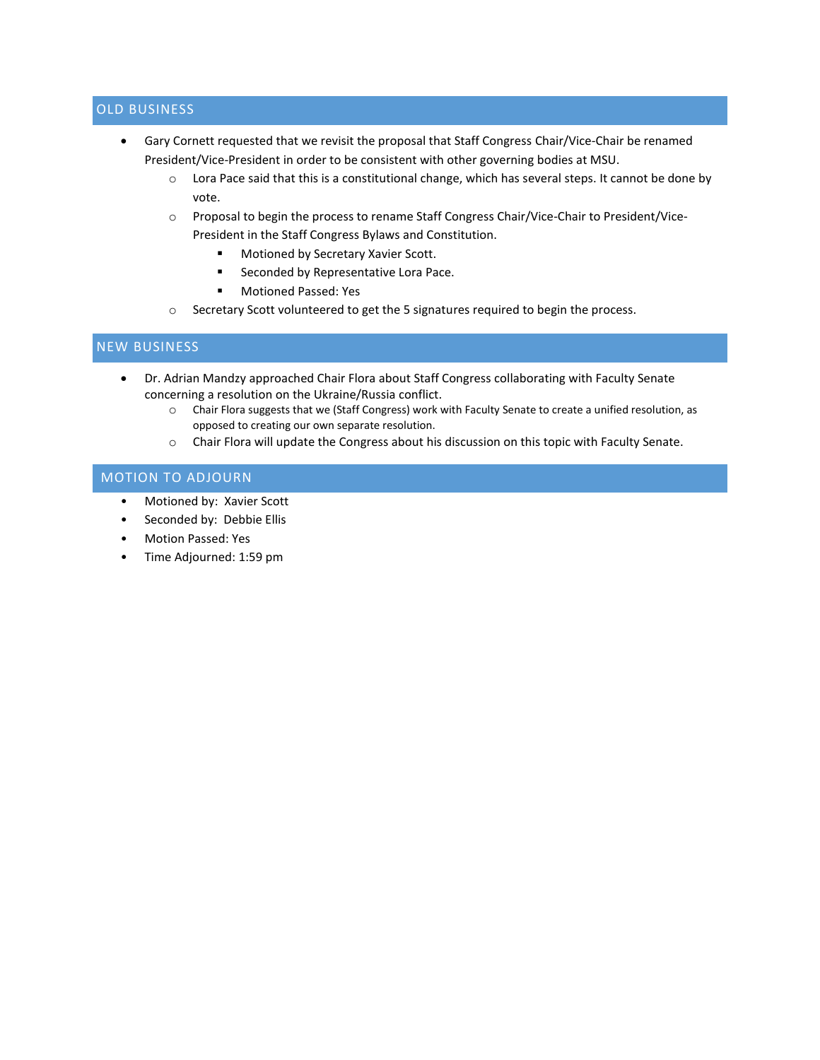## OLD BUSINESS

- Gary Cornett requested that we revisit the proposal that Staff Congress Chair/Vice-Chair be renamed President/Vice-President in order to be consistent with other governing bodies at MSU.
  - Lora Pace said that this is a constitutional change, which has several steps. It cannot be done by vote.
  - Proposal to begin the process to rename Staff Congress Chair/Vice-Chair to President/Vice-President in the Staff Congress Bylaws and Constitution.
    - Motioned by Secretary Xavier Scott.
    - Seconded by Representative Lora Pace.
    - Motioned Passed: Yes
  - Secretary Scott volunteered to get the 5 signatures required to begin the process.

## NEW BUSINESS

- Dr. Adrian Mandzy approached Chair Flora about Staff Congress collaborating with Faculty Senate concerning a resolution on the Ukraine/Russia conflict.
  - Chair Flora suggests that we (Staff Congress) work with Faculty Senate to create a unified resolution, as opposed to creating our own separate resolution.
  - Chair Flora will update the Congress about his discussion on this topic with Faculty Senate.

## MOTION TO ADJOURN

- Motioned by: Xavier Scott
- Seconded by: Debbie Ellis
- Motion Passed: Yes
- Time Adjourned: 1:59 pm